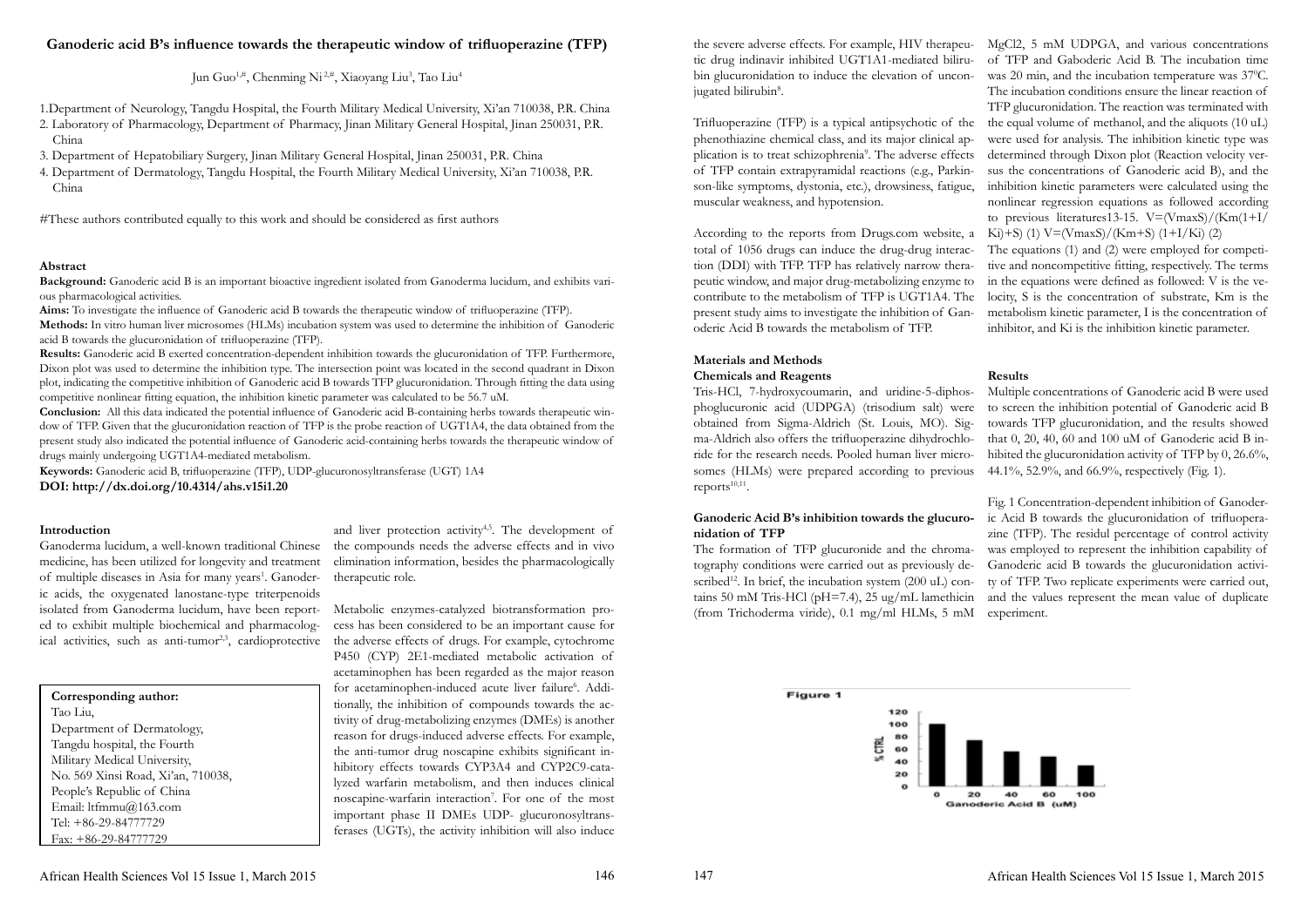# Ganoderic acid B's influence towards the therapeutic window of trifluoperazine (TFP)

Jun Guo[1,#], Chenming Ni[2,#], Xiaoyang Liu[3], Tao Liu[4]

1.Department of Neurology, Tangdu Hospital, the Fourth Military Medical University, Xi'an 710038, P.R. China
2. Laboratory of Pharmacology, Department of Pharmacy, Jinan Military General Hospital, Jinan 250031, P.R. China
3. Department of Hepatobiliary Surgery, Jinan Military General Hospital, Jinan 250031, P.R. China
4. Department of Dermatology, Tangdu Hospital, the Fourth Military Medical University, Xi'an 710038, P.R. China

#These authors contributed equally to this work and should be considered as first authors

## Abstract

**Background:** Ganoderic acid B is an important bioactive ingredient isolated from Ganoderma lucidum, and exhibits various pharmacological activities.

**Aims:** To investigate the influence of Ganoderic acid B towards the therapeutic window of trifluoperazine (TFP).

**Methods:** In vitro human liver microsomes (HLMs) incubation system was used to determine the inhibition of Ganoderic acid B towards the glucuronidation of trifluoperazine (TFP).

**Results:** Ganoderic acid B exerted concentration-dependent inhibition towards the glucuronidation of TFP. Furthermore, Dixon plot was used to determine the inhibition type. The intersection point was located in the second quadrant in Dixon plot, indicating the competitive inhibition of Ganoderic acid B towards TFP glucuronidation. Through fitting the data using competitive nonlinear fitting equation, the inhibition kinetic parameter was calculated to be 56.7 uM.

**Conclusion:** All this data indicated the potential influence of Ganoderic acid B-containing herbs towards therapeutic window of TFP. Given that the glucuronidation reaction of TFP is the probe reaction of UGT1A4, the data obtained from the present study also indicated the potential influence of Ganoderic acid-containing herbs towards the therapeutic window of drugs mainly undergoing UGT1A4-mediated metabolism.

**Keywords:** Ganoderic acid B, trifluoperazine (TFP), UDP-glucuronosyltransferase (UGT) 1A4

**DOI: http://dx.doi.org/10.4314/ahs.v15i1.20**

**Corresponding author:**
Tao Liu,
Department of Dermatology,
Tangdu hospital, the Fourth
Military Medical University,
No. 569 Xinsi Road, Xi'an, 710038,
People's Republic of China
Email: ltfmmu@163.com
Tel: +86-29-84777729
Fax: +86-29-84777729

## Introduction

Ganoderma lucidum, a well-known traditional Chinese medicine, has been utilized for longevity and treatment of multiple diseases in Asia for many years[1]. Ganoderic acids, the oxygenated lanostane-type triterpenoids isolated from Ganoderma lucidum, have been reported to exhibit multiple biochemical and pharmacological activities, such as anti-tumor[2,3], cardioprotective and liver protection activity[4,5]. The development of the compounds needs the adverse effects and in vivo elimination information, besides the pharmacologically therapeutic role.

Metabolic enzymes-catalyzed biotransformation process has been considered to be an important cause for the adverse effects of drugs. For example, cytochrome P450 (CYP) 2E1-mediated metabolic activation of acetaminophen has been regarded as the major reason for acetaminophen-induced acute liver failure[6]. Additionally, the inhibition of compounds towards the activity of drug-metabolizing enzymes (DMEs) is another reason for drugs-induced adverse effects. For example, the anti-tumor drug noscapine exhibits significant inhibitory effects towards CYP3A4 and CYP2C9-catalyzed warfarin metabolism, and then induces clinical noscapine-warfarin interaction[7]. For one of the most important phase II DMEs UDP- glucuronosyltransferases (UGTs), the activity inhibition will also induce the severe adverse effects. For example, HIV therapeutic drug indinavir inhibited UGT1A1-mediated bilirubin glucuronidation to induce the elevation of unconjugated bilirubin[8].

Trifluoperazine (TFP) is a typical antipsychotic of the phenothiazine chemical class, and its major clinical application is to treat schizophrenia[9]. The adverse effects of TFP contain extrapyramidal reactions (e.g., Parkinson-like symptoms, dystonia, etc.), drowsiness, fatigue, muscular weakness, and hypotension.

According to the reports from Drugs.com website, a total of 1056 drugs can induce the drug-drug interaction (DDI) with TFP. TFP has relatively narrow therapeutic window, and major drug-metabolizing enzyme to contribute to the metabolism of TFP is UGT1A4. The present study aims to investigate the inhibition of Ganoderic Acid B towards the metabolism of TFP.

## Materials and Methods

### Chemicals and Reagents

Tris-HCl, 7-hydroxycoumarin, and uridine-5-diphosphoglucuronic acid (UDPGA) (trisodium salt) were obtained from Sigma-Aldrich (St. Louis, MO). Sigma-Aldrich also offers the trifluoperazine dihydrochloride for the research needs. Pooled human liver microsomes (HLMs) were prepared according to previous reports[10,11].

### Ganoderic Acid B's inhibition towards the glucuronidation of TFP

The formation of TFP glucuronide and the chromatography conditions were carried out as previously described[12]. In brief, the incubation system (200 uL) contains 50 mM Tris-HCl (pH=7.4), 25 ug/mL lamethicin (from Trichoderma viride), 0.1 mg/ml HLMs, 5 mM $MgCl_2$, 5 mM UDPGA, and various concentrations of TFP and Gaboderic Acid B. The incubation time was 20 min, and the incubation temperature was 37$^0$C. The incubation conditions ensure the linear reaction of TFP glucuronidation. The reaction was terminated with the equal volume of methanol, and the aliquots (10 uL) were used for analysis. The inhibition kinetic type was determined through Dixon plot (Reaction velocity versus the concentrations of Ganoderic acid B), and the inhibition kinetic parameters were calculated using the nonlinear regression equations as followed according to previous literatures13-15. $V=(VmaxS)/(Km(1+I/Ki)+S)$ (1) $V=(VmaxS)/(Km+S)\ (1+I/Ki)$ (2)

The equations (1) and (2) were employed for competitive and noncompetitive fitting, respectively. The terms in the equations were defined as followed: V is the velocity, S is the concentration of substrate, Km is the metabolism kinetic parameter, I is the concentration of inhibitor, and Ki is the inhibition kinetic parameter.

## Results

Multiple concentrations of Ganoderic acid B were used to screen the inhibition potential of Ganoderic acid B towards TFP glucuronidation, and the results showed that 0, 20, 40, 60 and 100 uM of Ganoderic acid B inhibited the glucuronidation activity of TFP by 0, 26.6%, 44.1%, 52.9%, and 66.9%, respectively (Fig. 1).

Fig. 1 Concentration-dependent inhibition of Ganoderic Acid B towards the glucuronidation of trifluoperazine (TFP). The residul percentage of control activity was employed to represent the inhibition capability of Ganoderic acid B towards the glucuronidation activity of TFP. Two replicate experiments were carried out, and the values represent the mean value of duplicate experiment.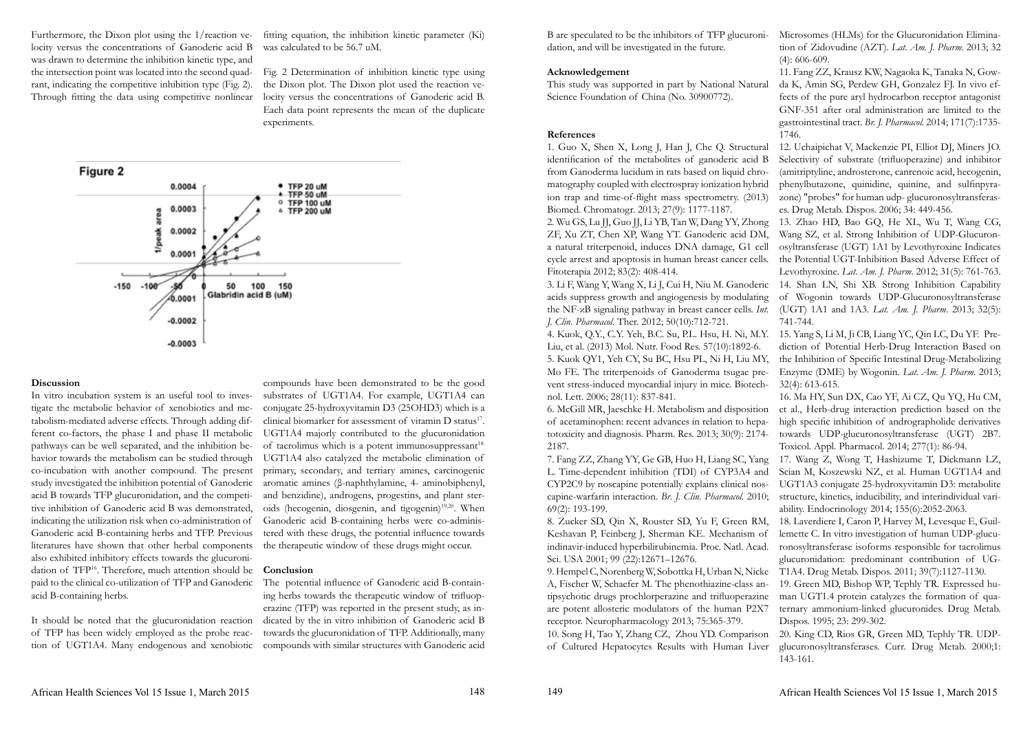Furthermore, the Dixon plot using the 1/reaction velocity versus the concentrations of Ganoderic acid B was drawn to determine the inhibition kinetic type, and the intersection point was located into the second quadrant, indicating the competitive inhibition type (Fig. 2). Through fitting the data using competitive nonlinear fitting equation, the inhibition kinetic parameter (Ki) was calculated to be 56.7 uM.

Fig. 2 Determination of inhibition kinetic type using the Dixon plot. The Dixon plot used the reaction velocity versus the concentrations of Ganoderic acid B. Each data point represents the mean of the duplicate experiments.

Figure 2

1/peak area

0.0004
0.0003
0.0002
0.0001
-0.0001
-0.0002
-0.0003

-150 -100 -50 0 50 100 150

Glabridin acid B (uM)

TFP 20 uM
TFP 50 uM
TFP 100 uM
TFP 200 uM

## Discussion

In vitro incubation system is an useful tool to investigate the metabolic behavior of xenobiotics and metabolism-mediated adverse effects. Through adding different co-factors, the phase I and phase II metabolic pathways can be well separated, and the inhibition behavior towards the metabolism can be studied through co-incubation with another compound. The present study investigated the inhibition potential of Ganoderic acid B towards TFP glucuronidation, and the competitive inhibition of Ganoderic acid B was demonstrated, indicating the utilization risk when co-administration of Ganoderic acid B-containing herbs and TFP. Previous literatures have shown that other herbal components also exhibited inhibitory effects towards the glucuronidation of TFP[16]. Therefore, much attention should be paid to the clinical co-utilization of TFP and Ganoderic acid B-containing herbs.

It should be noted that the glucuronidation reaction of TFP has been widely employed as the probe reaction of UGT1A4. Many endogenous and xenobiotic compounds have been demonstrated to be the good substrates of UGT1A4. For example, UGT1A4 can conjugate 25-hydroxyvitamin D3 (25OHD3) which is a clinical biomarker for assessment of vitamin D status[17]. UGT1A4 majorly contributed to the glucuronidation of tacrolimus which is a potent immunosuppressant[18]. UGT1A4 also catalyzed the metabolic elimination of primary, secondary, and tertiary amines, carcinogenic aromatic amines (β-naphthylamine, 4- aminobiphenyl, and benzidine), androgens, progestins, and plant steroids (hecogenin, diosgenin, and tigogenin)[19,20]. When Ganoderic acid B-containing herbs were co-administered with these drugs, the potential influence towards the therapeutic window of these drugs might occur.

## Conclusion

The potential influence of Ganoderic acid B-containing herbs towards the therapeutic window of trifluoperazine (TFP) was reported in the present study, as indicated by the in vitro inhibition of Ganoderic acid B towards the glucuronidation of TFP. Additionally, many compounds with similar structures with Ganoderic acid B are speculated to be the inhibitors of TFP glucuronidation, and will be investigated in the future.

## Acknowledgement

This study was supported in part by National Natural Science Foundation of China (No. 30900772).

## References

1. Guo X, Shen X, Long J, Han J, Che Q. Structural identification of the metabolites of ganoderic acid B from Ganoderma lucidum in rats based on liquid chromatography coupled with electrospray ionization hybrid ion trap and time-of-flight mass spectrometry. (2013) Biomed. Chromatogr. 2013; 27(9): 1177-1187.
2. Wu GS, Lu JJ, Guo JJ, Li YB, Tan W, Dang YY, Zhong ZF, Xu ZT, Chen XP, Wang YT. Ganoderic acid DM, a natural triterpenoid, induces DNA damage, G1 cell cycle arrest and apoptosis in human breast cancer cells. Fitoterapia 2012; 83(2): 408-414.
3. Li F, Wang Y, Wang X, Li J, Cui H, Niu M. Ganoderic acids suppress growth and angiogenesis by modulating the NF-κB signaling pathway in breast cancer cells. *Int. J. Clin. Pharmacol*. Ther. 2012; 50(10):712-721.
4. Kuok, Q.Y., C.Y. Yeh, B.C. Su, P.L. Hsu, H. Ni, M.Y. Liu, et al. (2013) Mol. Nutr. Food Res. 57(10):1892-6.
5. Kuok QY1, Yeh CY, Su BC, Hsu PL, Ni H, Liu MY, Mo FE. The triterpenoids of Ganoderma tsugae prevent stress-induced myocardial injury in mice. Biotechnol. Lett. 2006; 28(11): 837-841.
6. McGill MR, Jaeschke H. Metabolism and disposition of acetaminophen: recent advances in relation to hepatotoxicity and diagnosis. Pharm. Res. 2013; 30(9): 2174-2187.
7. Fang ZZ, Zhang YY, Ge GB, Huo H, Liang SC, Yang L. Time-dependent inhibition (TDI) of CYP3A4 and CYP2C9 by noscapine potentially explains clinical noscapine-warfarin interaction. *Br. J. Clin. Pharmacol.* 2010; 69(2): 193-199.
8. Zucker SD, Qin X, Rouster SD, Yu F, Green RM, Keshavan P, Feinberg J, Sherman KE. Mechanism of indinavir-induced hyperbilirubinemia. Proc. Natl. Acad. Sci. USA 2001; 99 (22):12671–12676.
9. Hempel C, Norenberg W, Sobottka H, Urban N, Nicke A, Fischer W, Schaefer M. The phenothiazine-class antipsychotic drugs prochlorperazine and trifluoperazine are potent allosteric modulators of the human P2X7 receptor. Neuropharmacology 2013; 75:365-379.
10. Song H, Tao Y, Zhang CZ, Zhou YD. Comparison of Cultured Hepatocytes Results with Human Liver Microsomes (HLMs) for the Glucuronidation Elimination of Zidovudine (AZT). *Lat. Am. J. Pharm.* 2013; 32 (4): 606-609.
11. Fang ZZ, Krausz KW, Nagaoka K, Tanaka N, Gowda K, Amin SG, Perdew GH, Gonzalez FJ. In vivo effects of the pure aryl hydrocarbon receptor antagonist GNF-351 after oral administration are limited to the gastrointestinal tract. *Br. J. Pharmacol.* 2014; 171(7):1735-1746.
12. Uchaipichat V, Mackenzie PI, Elliot DJ, Miners JO. Selectivity of substrate (trifluoperazine) and inhibitor (amitriptyline, androsterone, canrenoic acid, hecogenin, phenylbutazone, quinidine, quinine, and sulfinpyrazone) "probes" for human udp- glucuronosyltransferases. Drug Metab. Dispos. 2006; 34: 449-456.
13. Zhao HD, Bao GQ, He XL, Wu T, Wang CG, Wang SZ, et al. Strong Inhibition of UDP-Glucuronosyltransferase (UGT) 1A1 by Levothyroxine Indicates the Potential UGT-Inhibition Based Adverse Effect of Levothyroxine. *Lat. Am. J. Pharm*. 2012; 31(5): 761-763.
14. Shan LN, Shi XB. Strong Inhibition Capability of Wogonin towards UDP-Glucuronosyltransferase (UGT) 1A1 and 1A3. *Lat. Am. J. Pharm*. 2013; 32(5): 741-744.
15. Yang S, Li M, Ji CB, Liang YC, Qin LC, Du YF. Prediction of Potential Herb-Drug Interaction Based on the Inhibition of Specific Intestinal Drug-Metabolizing Enzyme (DME) by Wogonin. *Lat. Am. J. Pharm.* 2013; 32(4): 613-615.
16. Ma HY, Sun DX, Cao YF, Ai CZ, Qu YQ, Hu CM, et al., Herb-drug interaction prediction based on the high specific inhibition of andrographolide derivatives towards UDP-glucuronosyltransferase (UGT) 2B7. Toxicol. Appl. Pharmacol. 2014; 277(1): 86-94.
17. Wang Z, Wong T, Hashizume T, Dickmann LZ, Scian M, Koszewski NZ, et al. Human UGT1A4 and UGT1A3 conjugate 25-hydroxyvitamin D3: metabolite structure, kinetics, inducibility, and interindividual variability. Endocrinology 2014; 155(6):2052-2063.
18. Laverdiere I, Caron P, Harvey M, Levesque E, Guillemette C. In vitro investigation of human UDP-glucuronosyltransferase isoforms responsible for tacrolimus glucuronidation: predominant contribution of UGT1A4. Drug Metab. Dispos. 2011; 39(7):1127-1130.
19. Green MD, Bishop WP, Tephly TR. Expressed human UGT1.4 protein catalyzes the formation of quaternary ammonium-linked glucuronides. Drug Metab. Dispos. 1995; 23: 299-302.
20. King CD, Rios GR, Green MD, Tephly TR. UDP-glucuronosyltransferases. Curr. Drug Metab. 2000;1: 143-161.